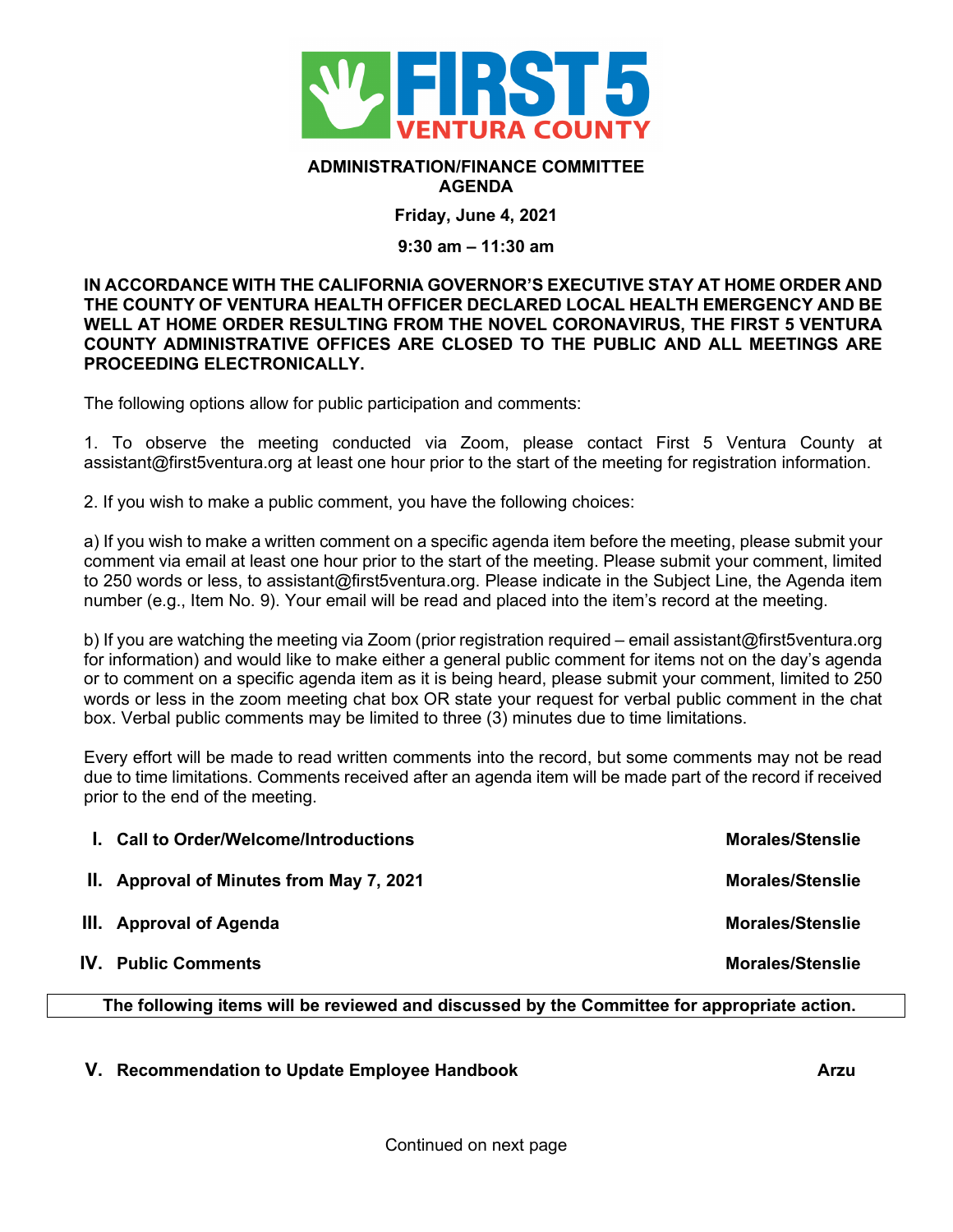# ADMINISTRATION/FINANCE COMMITTEE AGENDA

**Friday, June 4, 2021**

**9:30 am – 11:30 am**

**IN ACCORDANCE WITH THE CALIFORNIA GOVERNOR'S EXECUTIVE STAY AT HOME ORDER AND THE COUNTY OF VENTURA HEALTH OFFICER DECLARED LOCAL HEALTH EMERGENCY AND BE WELL AT HOME ORDER RESULTING FROM THE NOVEL CORONAVIRUS, THE FIRST 5 VENTURA COUNTY ADMINISTRATIVE OFFICES ARE CLOSED TO THE PUBLIC AND ALL MEETINGS ARE PROCEEDING ELECTRONICALLY.**

The following options allow for public participation and comments:

1. To observe the meeting conducted via Zoom, please contact First 5 Ventura County at assistant@first5ventura.org at least one hour prior to the start of the meeting for registration information.

2. If you wish to make a public comment, you have the following choices:

a) If you wish to make a written comment on a specific agenda item before the meeting, please submit your comment via email at least one hour prior to the start of the meeting. Please submit your comment, limited to 250 words or less, to assistant@first5ventura.org. Please indicate in the Subject Line, the Agenda item number (e.g., Item No. 9). Your email will be read and placed into the item's record at the meeting.

b) If you are watching the meeting via Zoom (prior registration required – email assistant@first5ventura.org for information) and would like to make either a general public comment for items not on the day's agenda or to comment on a specific agenda item as it is being heard, please submit your comment, limited to 250 words or less in the zoom meeting chat box OR state your request for verbal public comment in the chat box. Verbal public comments may be limited to three (3) minutes due to time limitations.

Every effort will be made to read written comments into the record, but some comments may not be read due to time limitations. Comments received after an agenda item will be made part of the record if received prior to the end of the meeting.

**I. Call to Order/Welcome/Introductions** — **Morales/Stenslie**

**II. Approval of Minutes from May 7, 2021** — **Morales/Stenslie**

**III. Approval of Agenda** — **Morales/Stenslie**

**IV. Public Comments** — **Morales/Stenslie**

**The following items will be reviewed and discussed by the Committee for appropriate action.**

**V. Recommendation to Update Employee Handbook** — **Arzu**

Continued on next page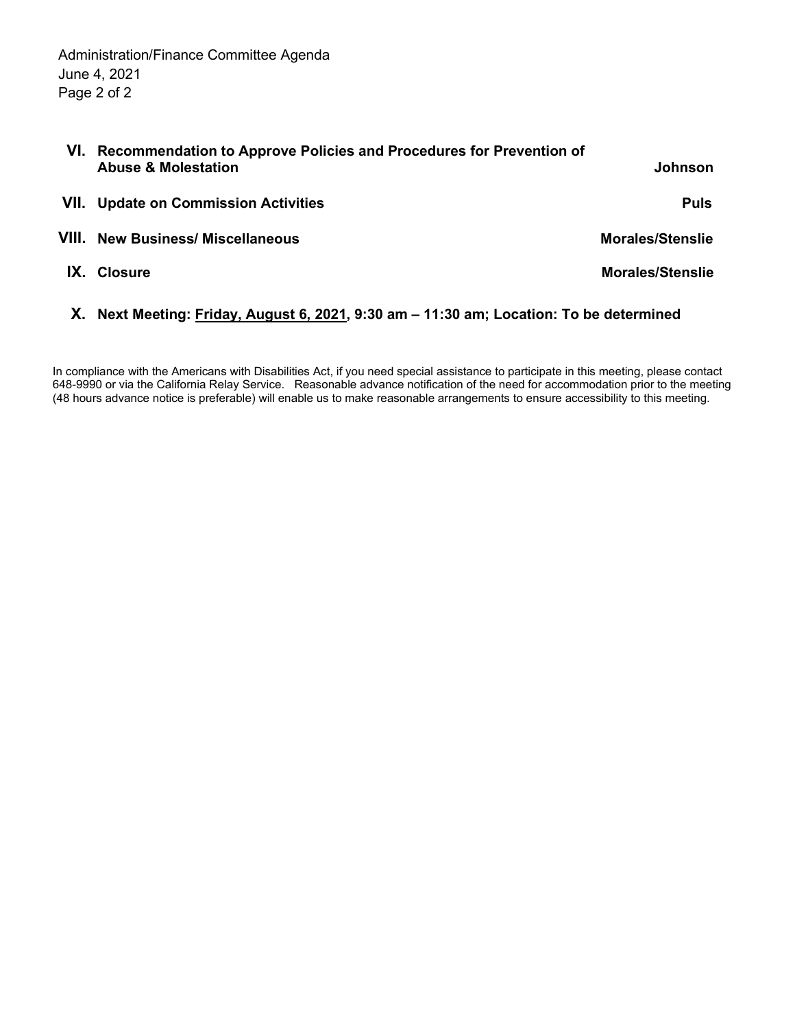**VI. Recommendation to Approve Policies and Procedures for Prevention of Abuse & Molestation** — **Johnson**

**VII. Update on Commission Activities** — **Puls**

**VIII. New Business/ Miscellaneous** — **Morales/Stenslie**

**IX. Closure** — **Morales/Stenslie**

**X. Next Meeting: Friday, August 6, 2021, 9:30 am – 11:30 am; Location: To be determined**

In compliance with the Americans with Disabilities Act, if you need special assistance to participate in this meeting, please contact 648-9990 or via the California Relay Service. Reasonable advance notification of the need for accommodation prior to the meeting (48 hours advance notice is preferable) will enable us to make reasonable arrangements to ensure accessibility to this meeting.